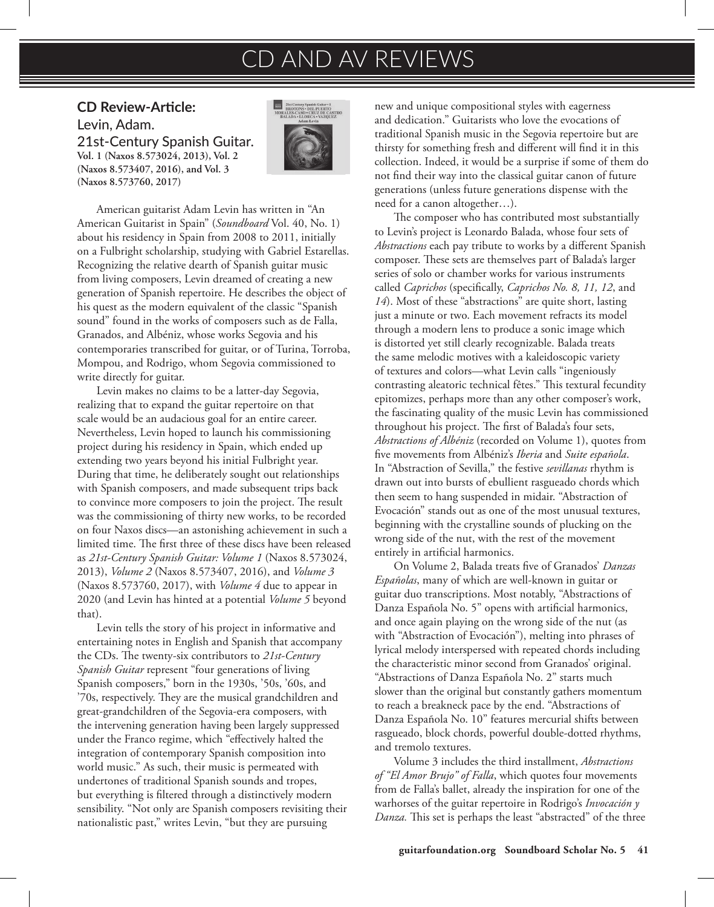# CD AND AV REVIEWS

## CD Review-Article:

Levin, Adam.
21st-Century Spanish Guitar.
**Vol. 1 (Naxos 8.573024, 2013), Vol. 2 (Naxos 8.573407, 2016), and Vol. 3 (Naxos 8.573760, 2017)**

American guitarist Adam Levin has written in "An American Guitarist in Spain" (*Soundboard* Vol. 40, No. 1) about his residency in Spain from 2008 to 2011, initially on a Fulbright scholarship, studying with Gabriel Estarellas. Recognizing the relative dearth of Spanish guitar music from living composers, Levin dreamed of creating a new generation of Spanish repertoire. He describes the object of his quest as the modern equivalent of the classic "Spanish sound" found in the works of composers such as de Falla, Granados, and Albéniz, whose works Segovia and his contemporaries transcribed for guitar, or of Turina, Torroba, Mompou, and Rodrigo, whom Segovia commissioned to write directly for guitar.

Levin makes no claims to be a latter-day Segovia, realizing that to expand the guitar repertoire on that scale would be an audacious goal for an entire career. Nevertheless, Levin hoped to launch his commissioning project during his residency in Spain, which ended up extending two years beyond his initial Fulbright year. During that time, he deliberately sought out relationships with Spanish composers, and made subsequent trips back to convince more composers to join the project. The result was the commissioning of thirty new works, to be recorded on four Naxos discs—an astonishing achievement in such a limited time. The first three of these discs have been released as *21st-Century Spanish Guitar: Volume 1* (Naxos 8.573024, 2013), *Volume 2* (Naxos 8.573407, 2016), and *Volume 3* (Naxos 8.573760, 2017), with *Volume 4* due to appear in 2020 (and Levin has hinted at a potential *Volume 5* beyond that).

Levin tells the story of his project in informative and entertaining notes in English and Spanish that accompany the CDs. The twenty-six contributors to *21st-Century Spanish Guitar* represent "four generations of living Spanish composers," born in the 1930s, '50s, '60s, and '70s, respectively. They are the musical grandchildren and great-grandchildren of the Segovia-era composers, with the intervening generation having been largely suppressed under the Franco regime, which "effectively halted the integration of contemporary Spanish composition into world music." As such, their music is permeated with undertones of traditional Spanish sounds and tropes, but everything is filtered through a distinctively modern sensibility. "Not only are Spanish composers revisiting their nationalistic past," writes Levin, "but they are pursuing new and unique compositional styles with eagerness and dedication." Guitarists who love the evocations of traditional Spanish music in the Segovia repertoire but are thirsty for something fresh and different will find it in this collection. Indeed, it would be a surprise if some of them do not find their way into the classical guitar canon of future generations (unless future generations dispense with the need for a canon altogether…).

The composer who has contributed most substantially to Levin's project is Leonardo Balada, whose four sets of *Abstractions* each pay tribute to works by a different Spanish composer. These sets are themselves part of Balada's larger series of solo or chamber works for various instruments called *Caprichos* (specifically, *Caprichos No. 8, 11, 12*, and *14*). Most of these "abstractions" are quite short, lasting just a minute or two. Each movement refracts its model through a modern lens to produce a sonic image which is distorted yet still clearly recognizable. Balada treats the same melodic motives with a kaleidoscopic variety of textures and colors—what Levin calls "ingeniously contrasting aleatoric technical fêtes." This textural fecundity epitomizes, perhaps more than any other composer's work, the fascinating quality of the music Levin has commissioned throughout his project. The first of Balada's four sets, *Abstractions of Albéniz* (recorded on Volume 1), quotes from five movements from Albéniz's *Iberia* and *Suite española*. In "Abstraction of Sevilla," the festive *sevillanas* rhythm is drawn out into bursts of ebullient rasgueado chords which then seem to hang suspended in midair. "Abstraction of Evocación" stands out as one of the most unusual textures, beginning with the crystalline sounds of plucking on the wrong side of the nut, with the rest of the movement entirely in artificial harmonics.

On Volume 2, Balada treats five of Granados' *Danzas Españolas*, many of which are well-known in guitar or guitar duo transcriptions. Most notably, "Abstractions of Danza Española No. 5" opens with artificial harmonics, and once again playing on the wrong side of the nut (as with "Abstraction of Evocación"), melting into phrases of lyrical melody interspersed with repeated chords including the characteristic minor second from Granados' original. "Abstractions of Danza Española No. 2" starts much slower than the original but constantly gathers momentum to reach a breakneck pace by the end. "Abstractions of Danza Española No. 10" features mercurial shifts between rasgueado, block chords, powerful double-dotted rhythms, and tremolo textures.

Volume 3 includes the third installment, *Abstractions of "El Amor Brujo" of Falla*, which quotes four movements from de Falla's ballet, already the inspiration for one of the warhorses of the guitar repertoire in Rodrigo's *Invocación y Danza.* This set is perhaps the least "abstracted" of the three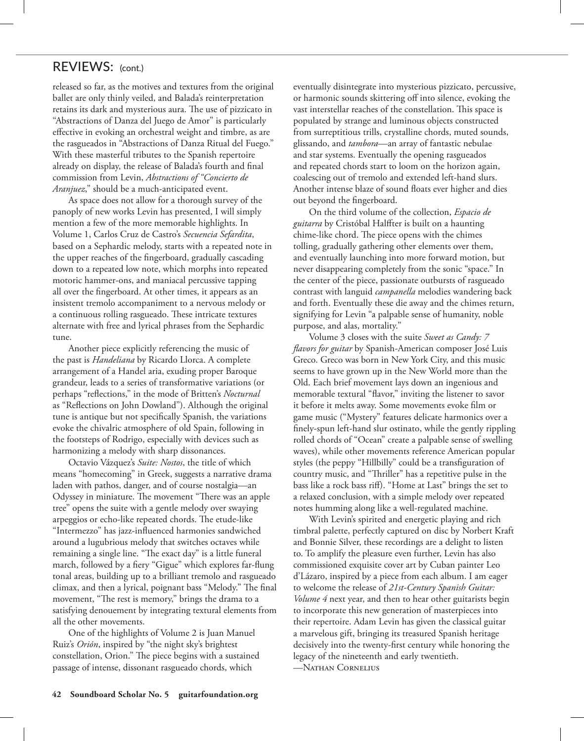## REVIEWS: (cont.)

released so far, as the motives and textures from the original ballet are only thinly veiled, and Balada's reinterpretation retains its dark and mysterious aura. The use of pizzicato in "Abstractions of Danza del Juego de Amor" is particularly effective in evoking an orchestral weight and timbre, as are the rasgueados in "Abstractions of Danza Ritual del Fuego." With these masterful tributes to the Spanish repertoire already on display, the release of Balada's fourth and final commission from Levin, *Abstractions of "Concierto de Aranjuez*," should be a much-anticipated event.

As space does not allow for a thorough survey of the panoply of new works Levin has presented, I will simply mention a few of the more memorable highlights. In Volume 1, Carlos Cruz de Castro's *Secuencia Sefardita*, based on a Sephardic melody, starts with a repeated note in the upper reaches of the fingerboard, gradually cascading down to a repeated low note, which morphs into repeated motoric hammer-ons, and maniacal percussive tapping all over the fingerboard. At other times, it appears as an insistent tremolo accompaniment to a nervous melody or a continuous rolling rasgueado. These intricate textures alternate with free and lyrical phrases from the Sephardic tune.

Another piece explicitly referencing the music of the past is *Handeliana* by Ricardo Llorca. A complete arrangement of a Handel aria, exuding proper Baroque grandeur, leads to a series of transformative variations (or perhaps "reflections," in the mode of Britten's *Nocturnal* as "Reflections on John Dowland"). Although the original tune is antique but not specifically Spanish, the variations evoke the chivalric atmosphere of old Spain, following in the footsteps of Rodrigo, especially with devices such as harmonizing a melody with sharp dissonances.

Octavio Vázquez's *Suite: Nostos*, the title of which means "homecoming" in Greek, suggests a narrative drama laden with pathos, danger, and of course nostalgia—an Odyssey in miniature. The movement "There was an apple tree" opens the suite with a gentle melody over swaying arpeggios or echo-like repeated chords. The etude-like "Intermezzo" has jazz-influenced harmonies sandwiched around a lugubrious melody that switches octaves while remaining a single line. "The exact day" is a little funeral march, followed by a fiery "Gigue" which explores far-flung tonal areas, building up to a brilliant tremolo and rasgueado climax, and then a lyrical, poignant bass "Melody." The final movement, "The rest is memory," brings the drama to a satisfying denouement by integrating textural elements from all the other movements.

One of the highlights of Volume 2 is Juan Manuel Ruiz's *Orión*, inspired by "the night sky's brightest constellation, Orion." The piece begins with a sustained passage of intense, dissonant rasgueado chords, which eventually disintegrate into mysterious pizzicato, percussive, or harmonic sounds skittering off into silence, evoking the vast interstellar reaches of the constellation. This space is populated by strange and luminous objects constructed from surreptitious trills, crystalline chords, muted sounds, glissando, and *tambora*—an array of fantastic nebulae and star systems. Eventually the opening rasgueados and repeated chords start to loom on the horizon again, coalescing out of tremolo and extended left-hand slurs. Another intense blaze of sound floats ever higher and dies out beyond the fingerboard.

On the third volume of the collection, *Espacio de guitarra* by Cristóbal Halffter is built on a haunting chime-like chord. The piece opens with the chimes tolling, gradually gathering other elements over them, and eventually launching into more forward motion, but never disappearing completely from the sonic "space." In the center of the piece, passionate outbursts of rasgueado contrast with languid *campanella* melodies wandering back and forth. Eventually these die away and the chimes return, signifying for Levin "a palpable sense of humanity, noble purpose, and alas, mortality."

Volume 3 closes with the suite *Sweet as Candy: 7 flavors for guitar* by Spanish-American composer José Luis Greco. Greco was born in New York City, and this music seems to have grown up in the New World more than the Old. Each brief movement lays down an ingenious and memorable textural "flavor," inviting the listener to savor it before it melts away. Some movements evoke film or game music ("Mystery" features delicate harmonics over a finely-spun left-hand slur ostinato, while the gently rippling rolled chords of "Ocean" create a palpable sense of swelling waves), while other movements reference American popular styles (the peppy "Hillbilly" could be a transfiguration of country music, and "Thriller" has a repetitive pulse in the bass like a rock bass riff). "Home at Last" brings the set to a relaxed conclusion, with a simple melody over repeated notes humming along like a well-regulated machine.

With Levin's spirited and energetic playing and rich timbral palette, perfectly captured on disc by Norbert Kraft and Bonnie Silver, these recordings are a delight to listen to. To amplify the pleasure even further, Levin has also commissioned exquisite cover art by Cuban painter Leo d'Lázaro, inspired by a piece from each album. I am eager to welcome the release of *21st-Century Spanish Guitar: Volume 4* next year, and then to hear other guitarists begin to incorporate this new generation of masterpieces into their repertoire. Adam Levin has given the classical guitar a marvelous gift, bringing its treasured Spanish heritage decisively into the twenty-first century while honoring the legacy of the nineteenth and early twentieth.

—Nathan Cornelius